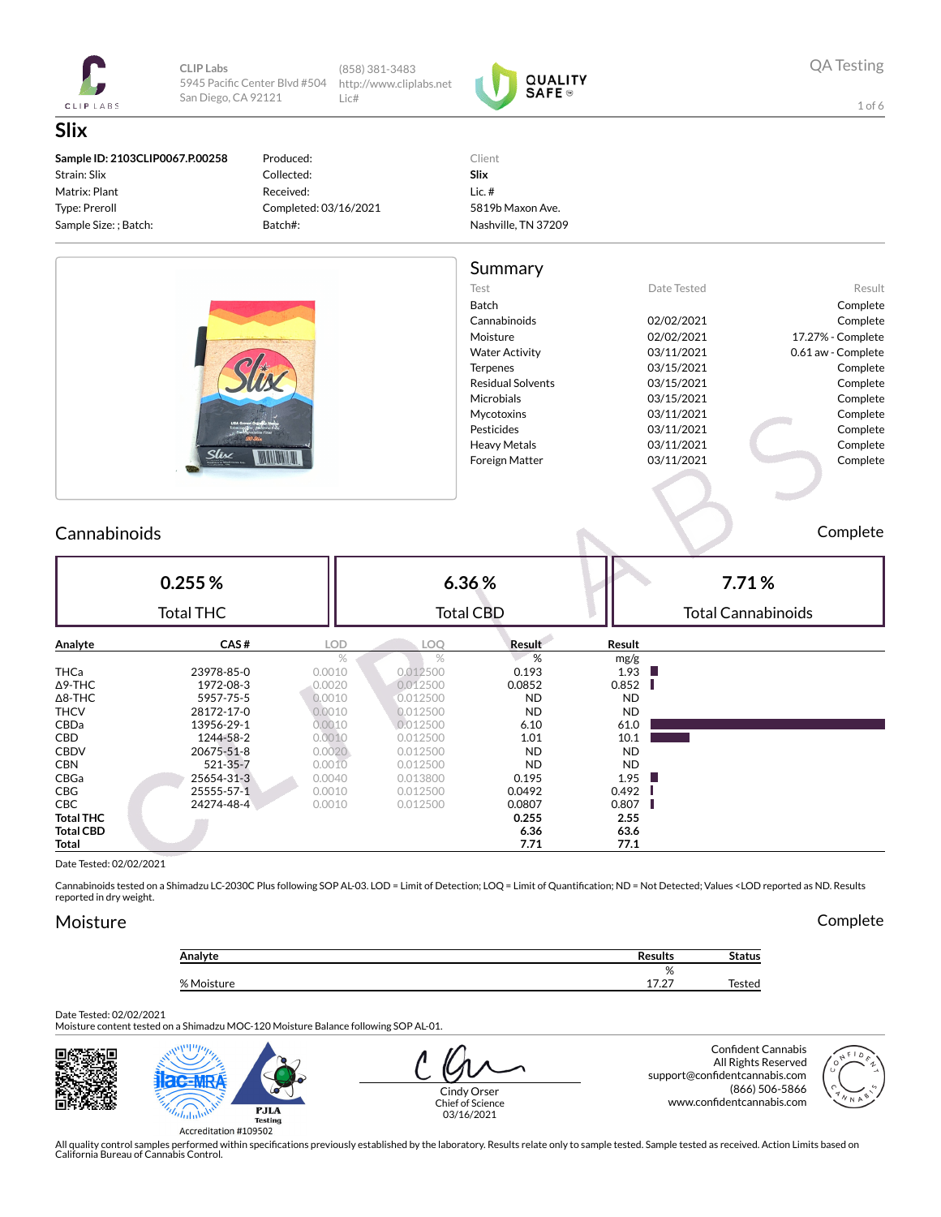CLIP Labs
5945 Pacific Center Blvd #504
San Diego, CA 92121

(858) 381-3483
http://www.cliplabs.net
Lic#

QUALITY SAFE

QA Testing

# Slix

**Sample ID: 2103CLIP0067.P.00258**
Strain: Slix
Matrix: Plant
Type: Preroll
Sample Size: ; Batch:

Produced:
Collected:
Received:
Completed: 03/16/2021
Batch#:

Client
**Slix**
Lic. #
5819b Maxon Ave.
Nashville, TN 37209

## Summary

| Test | Date Tested | Result |
|---|---|---|
| Batch | | Complete |
| Cannabinoids | 02/02/2021 | Complete |
| Moisture | 02/02/2021 | 17.27% - Complete |
| Water Activity | 03/11/2021 | 0.61 aw - Complete |
| Terpenes | 03/15/2021 | Complete |
| Residual Solvents | 03/15/2021 | Complete |
| Microbials | 03/15/2021 | Complete |
| Mycotoxins | 03/11/2021 | Complete |
| Pesticides | 03/11/2021 | Complete |
| Heavy Metals | 03/11/2021 | Complete |
| Foreign Matter | 03/11/2021 | Complete |

## Cannabinoids

Complete

| 0.255 % | 6.36 % | 7.71 % |
|---|---|---|
| Total THC | Total CBD | Total Cannabinoids |

| Analyte | CAS # | LOD | LOQ | Result | Result |
|---|---|---|---|---|---|
| | | % | % | % | mg/g |
| THCa | 23978-85-0 | 0.0010 | 0.012500 | 0.193 | 1.93 |
| Δ9-THC | 1972-08-3 | 0.0020 | 0.012500 | 0.0852 | 0.852 |
| Δ8-THC | 5957-75-5 | 0.0010 | 0.012500 | ND | ND |
| THCV | 28172-17-0 | 0.0010 | 0.012500 | ND | ND |
| CBDa | 13956-29-1 | 0.0010 | 0.012500 | 6.10 | 61.0 |
| CBD | 1244-58-2 | 0.0010 | 0.012500 | 1.01 | 10.1 |
| CBDV | 20675-51-8 | 0.0020 | 0.012500 | ND | ND |
| CBN | 521-35-7 | 0.0010 | 0.012500 | ND | ND |
| CBGa | 25654-31-3 | 0.0040 | 0.013800 | 0.195 | 1.95 |
| CBG | 25555-57-1 | 0.0010 | 0.012500 | 0.0492 | 0.492 |
| CBC | 24274-48-4 | 0.0010 | 0.012500 | 0.0807 | 0.807 |
| **Total THC** | | | | **0.255** | **2.55** |
| **Total CBD** | | | | **6.36** | **63.6** |
| **Total** | | | | **7.71** | **77.1** |

Date Tested: 02/02/2021

Cannabinoids tested on a Shimadzu LC-2030C Plus following SOP AL-03. LOD = Limit of Detection; LOQ = Limit of Quantification; ND = Not Detected; Values <LOD reported as ND. Results reported in dry weight.

## Moisture

Complete

| Analyte | Results | Status |
|---|---|---|
| | % | |
| % Moisture | 17.27 | Tested |

Date Tested: 02/02/2021
Moisture content tested on a Shimadzu MOC-120 Moisture Balance following SOP AL-01.

Accreditation #109502

Cindy Orser
Chief of Science
03/16/2021

Confident Cannabis
All Rights Reserved
support@confidentcannabis.com
(866) 506-5866
www.confidentcannabis.com

All quality control samples performed within specifications previously established by the laboratory. Results relate only to sample tested. Sample tested as received. Action Limits based on California Bureau of Cannabis Control.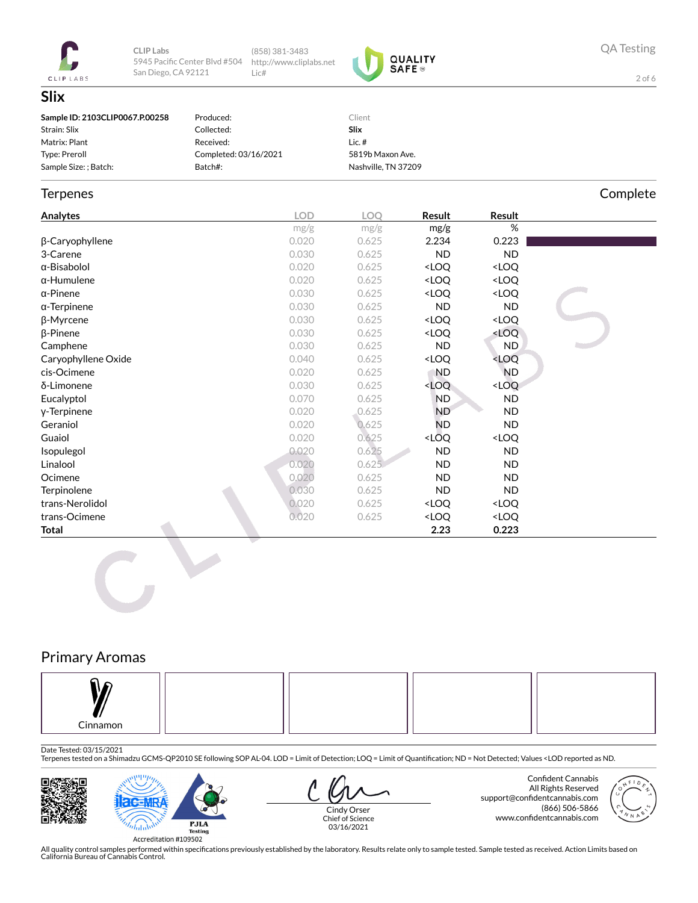CLIP Labs
5945 Pacific Center Blvd #504
San Diego, CA 92121

(858) 381-3483
http://www.cliplabs.net
Lic#

QA Testing

# Slix

| | | |
|---|---|---|
| **Sample ID: 2103CLIP0067.P.00258** | Produced: | Client |
| Strain: Slix | Collected: | **Slix** |
| Matrix: Plant | Received: | Lic. # |
| Type: Preroll | Completed: 03/16/2021 | 5819b Maxon Ave. |
| Sample Size: ; Batch: | Batch#: | Nashville, TN 37209 |

## Terpenes

Complete

| Analytes | LOD | LOQ | Result | Result |
|---|---|---|---|---|
| | mg/g | mg/g | mg/g | % |
| β-Caryophyllene | 0.020 | 0.625 | 2.234 | 0.223 |
| 3-Carene | 0.030 | 0.625 | ND | ND |
| α-Bisabolol | 0.020 | 0.625 | <LOQ | <LOQ |
| α-Humulene | 0.020 | 0.625 | <LOQ | <LOQ |
| α-Pinene | 0.030 | 0.625 | <LOQ | <LOQ |
| α-Terpinene | 0.030 | 0.625 | ND | ND |
| β-Myrcene | 0.030 | 0.625 | <LOQ | <LOQ |
| β-Pinene | 0.030 | 0.625 | <LOQ | <LOQ |
| Camphene | 0.030 | 0.625 | ND | ND |
| Caryophyllene Oxide | 0.040 | 0.625 | <LOQ | <LOQ |
| cis-Ocimene | 0.020 | 0.625 | ND | ND |
| δ-Limonene | 0.030 | 0.625 | <LOQ | <LOQ |
| Eucalyptol | 0.070 | 0.625 | ND | ND |
| γ-Terpinene | 0.020 | 0.625 | ND | ND |
| Geraniol | 0.020 | 0.625 | ND | ND |
| Guaiol | 0.020 | 0.625 | <LOQ | <LOQ |
| Isopulegol | 0.020 | 0.625 | ND | ND |
| Linalool | 0.020 | 0.625 | ND | ND |
| Ocimene | 0.020 | 0.625 | ND | ND |
| Terpinolene | 0.030 | 0.625 | ND | ND |
| trans-Nerolidol | 0.020 | 0.625 | <LOQ | <LOQ |
| trans-Ocimene | 0.020 | 0.625 | <LOQ | <LOQ |
| **Total** | | | **2.23** | **0.223** |

## Primary Aromas

Cinnamon

Date Tested: 03/15/2021
Terpenes tested on a Shimadzu GCMS-QP2010 SE following SOP AL-04. LOD = Limit of Detection; LOQ = Limit of Quantification; ND = Not Detected; Values <LOD reported as ND.

Accreditation #109502

Cindy Orser
Chief of Science
03/16/2021

Confident Cannabis
All Rights Reserved
support@confidentcannabis.com
(866) 506-5866
www.confidentcannabis.com

All quality control samples performed within specifications previously established by the laboratory. Results relate only to sample tested. Sample tested as received. Action Limits based on California Bureau of Cannabis Control.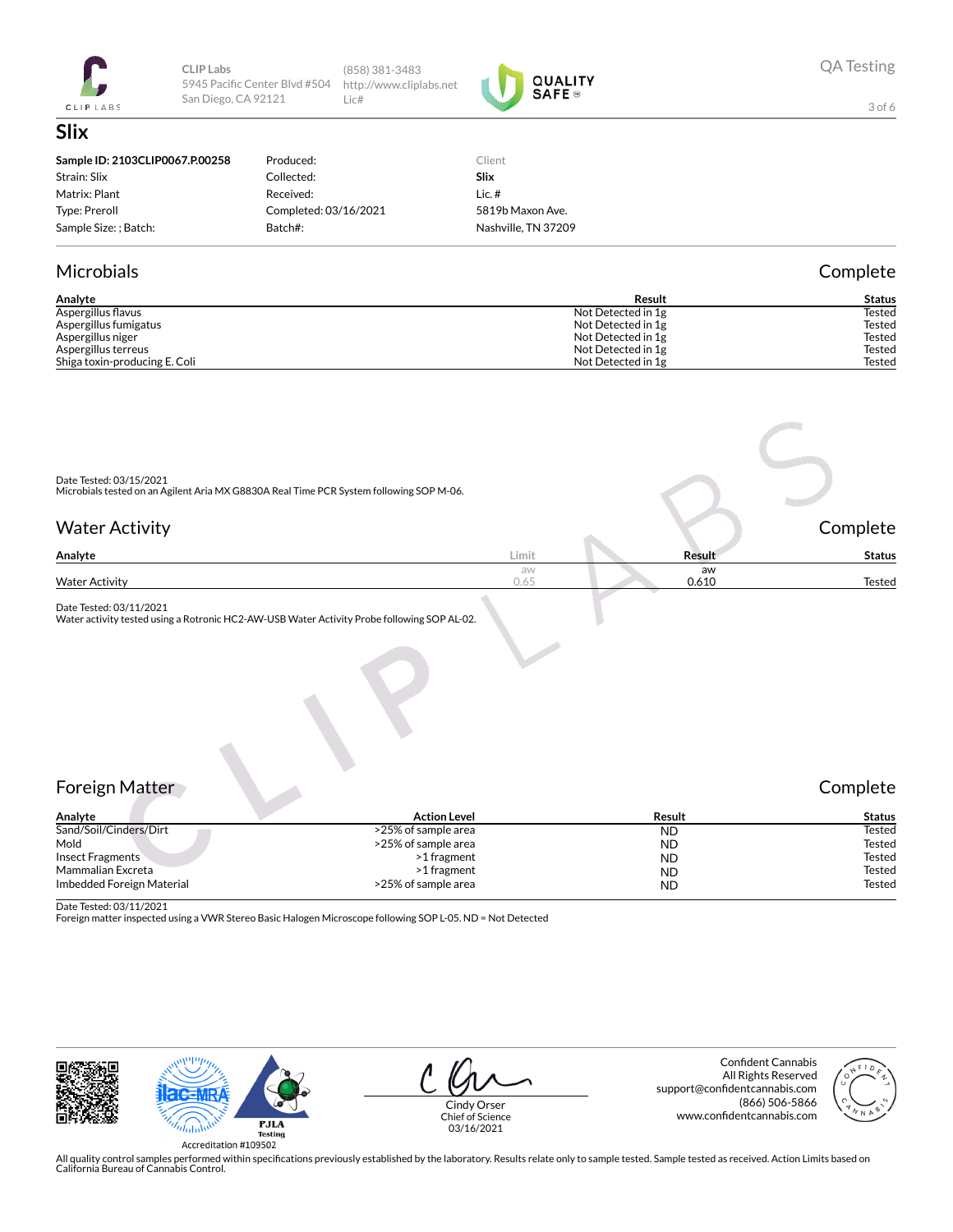CLIP Labs
5945 Pacific Center Blvd #504
San Diego, CA 92121

(858) 381-3483
http://www.cliplabs.net
Lic#

QA Testing

# Slix

| | | |
|---|---|---|
| **Sample ID: 2103CLIP0067.P.00258** | Produced: | Client |
| Strain: Slix | Collected: | **Slix** |
| Matrix: Plant | Received: | Lic. # |
| Type: Preroll | Completed: 03/16/2021 | 5819b Maxon Ave. |
| Sample Size: ; Batch: | Batch#: | Nashville, TN 37209 |

## Microbials

Complete

| Analyte | Result | Status |
|---|---|---|
| Aspergillus flavus | Not Detected in 1g | Tested |
| Aspergillus fumigatus | Not Detected in 1g | Tested |
| Aspergillus niger | Not Detected in 1g | Tested |
| Aspergillus terreus | Not Detected in 1g | Tested |
| Shiga toxin-producing E. Coli | Not Detected in 1g | Tested |

Date Tested: 03/15/2021
Microbials tested on an Agilent Aria MX G8830A Real Time PCR System following SOP M-06.

## Water Activity

Complete

| Analyte | Limit | Result | Status |
|---|---|---|---|
| | aw | aw | |
| Water Activity | 0.65 | 0.610 | Tested |

Date Tested: 03/11/2021
Water activity tested using a Rotronic HC2-AW-USB Water Activity Probe following SOP AL-02.

## Foreign Matter

Complete

| Analyte | Action Level | Result | Status |
|---|---|---|---|
| Sand/Soil/Cinders/Dirt | >25% of sample area | ND | Tested |
| Mold | >25% of sample area | ND | Tested |
| Insect Fragments | >1 fragment | ND | Tested |
| Mammalian Excreta | >1 fragment | ND | Tested |
| Imbedded Foreign Material | >25% of sample area | ND | Tested |

Date Tested: 03/11/2021
Foreign matter inspected using a VWR Stereo Basic Halogen Microscope following SOP L-05. ND = Not Detected

Accreditation #109502

Cindy Orser
Chief of Science
03/16/2021

Confident Cannabis
All Rights Reserved
support@confidentcannabis.com
(866) 506-5866
www.confidentcannabis.com

All quality control samples performed within specifications previously established by the laboratory. Results relate only to sample tested. Sample tested as received. Action Limits based on California Bureau of Cannabis Control.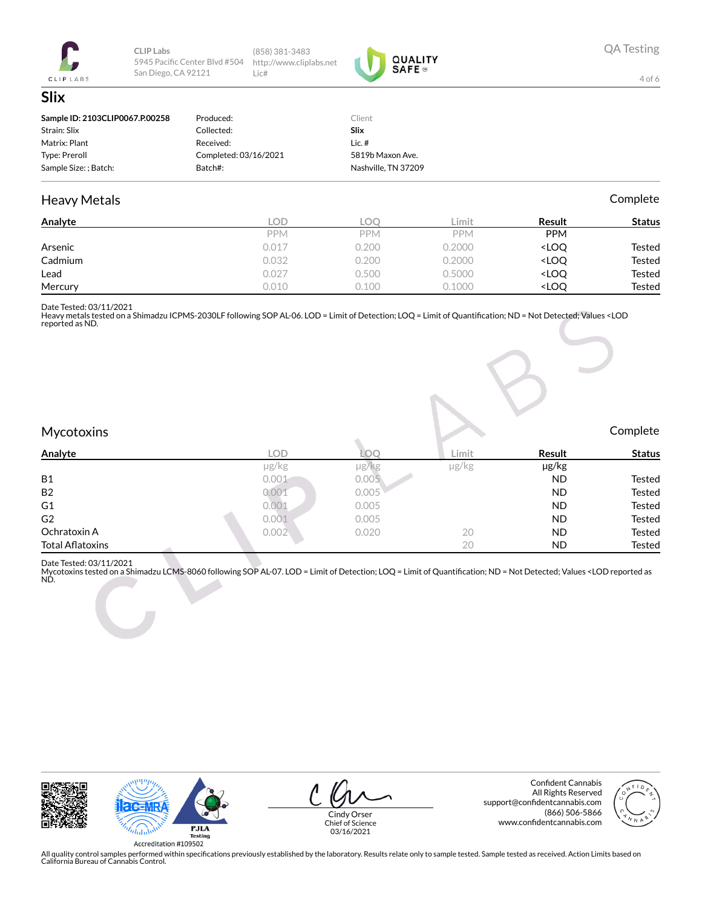CLIP Labs
5945 Pacific Center Blvd #504
San Diego, CA 92121

(858) 381-3483
http://www.cliplabs.net
Lic#

QA Testing

# Slix

| | | |
|---|---|---|
| **Sample ID: 2103CLIP0067.P.00258** | Produced: | Client |
| Strain: Slix | Collected: | **Slix** |
| Matrix: Plant | Received: | Lic. # |
| Type: Preroll | Completed: 03/16/2021 | 5819b Maxon Ave. |
| Sample Size: ; Batch: | Batch#: | Nashville, TN 37209 |

## Heavy Metals

Complete

| Analyte | LOD | LOQ | Limit | Result | Status |
|---|---|---|---|---|---|
| | PPM | PPM | PPM | PPM | |
| Arsenic | 0.017 | 0.200 | 0.2000 | <LOQ | Tested |
| Cadmium | 0.032 | 0.200 | 0.2000 | <LOQ | Tested |
| Lead | 0.027 | 0.500 | 0.5000 | <LOQ | Tested |
| Mercury | 0.010 | 0.100 | 0.1000 | <LOQ | Tested |

Date Tested: 03/11/2021
Heavy metals tested on a Shimadzu ICPMS-2030LF following SOP AL-06. LOD = Limit of Detection; LOQ = Limit of Quantification; ND = Not Detected; Values <LOD reported as ND.

## Mycotoxins

Complete

| Analyte | LOD | LOQ | Limit | Result | Status |
|---|---|---|---|---|---|
| | µg/kg | µg/kg | µg/kg | µg/kg | |
| B1 | 0.001 | 0.005 | | ND | Tested |
| B2 | 0.001 | 0.005 | | ND | Tested |
| G1 | 0.001 | 0.005 | | ND | Tested |
| G2 | 0.001 | 0.005 | | ND | Tested |
| Ochratoxin A | 0.002 | 0.020 | 20 | ND | Tested |
| Total Aflatoxins | | | 20 | ND | Tested |

Date Tested: 03/11/2021
Mycotoxins tested on a Shimadzu LCMS-8060 following SOP AL-07. LOD = Limit of Detection; LOQ = Limit of Quantification; ND = Not Detected; Values <LOD reported as ND.

Accreditation #109502

Cindy Orser
Chief of Science
03/16/2021

Confident Cannabis
All Rights Reserved
support@confidentcannabis.com
(866) 506-5866
www.confidentcannabis.com

All quality control samples performed within specifications previously established by the laboratory. Results relate only to sample tested. Sample tested as received. Action Limits based on California Bureau of Cannabis Control.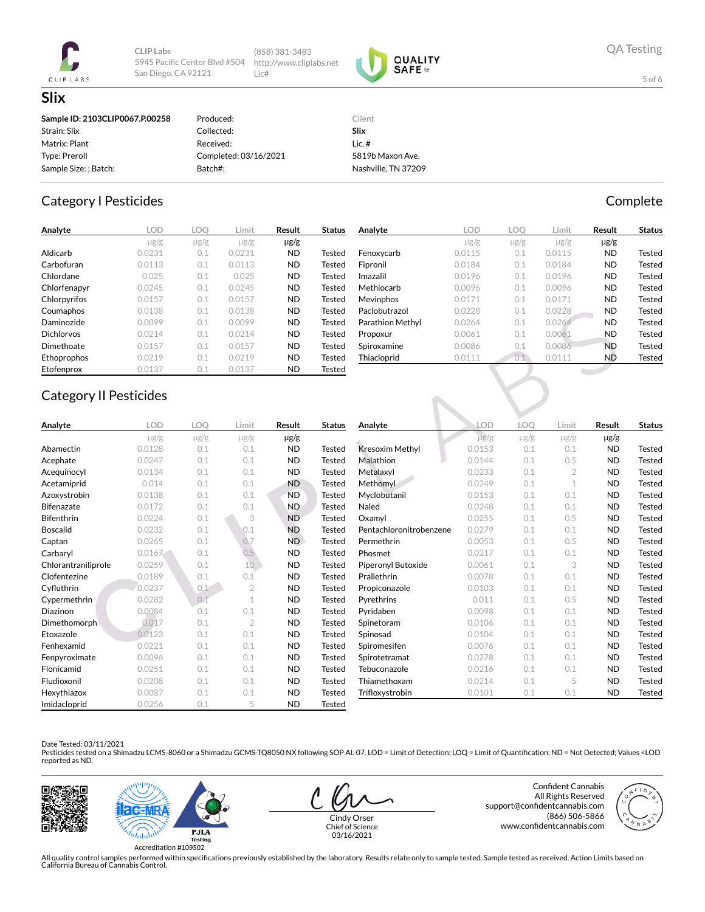CLIP Labs
5945 Pacific Center Blvd #504
San Diego, CA 92121

(858) 381-3483
http://www.cliplabs.net
Lic#

QA Testing

# Slix

| | | |
|---|---|---|
| **Sample ID: 2103CLIP0067.P.00258** | Produced: | Client |
| Strain: Slix | Collected: | **Slix** |
| Matrix: Plant | Received: | Lic. # |
| Type: Preroll | Completed: 03/16/2021 | 5819b Maxon Ave. |
| Sample Size: ; Batch: | Batch#: | Nashville, TN 37209 |

## Category I Pesticides

**Complete**

| Analyte | LOD | LOQ | Limit | Result | Status |
|---|---|---|---|---|---|
| | μg/g | μg/g | μg/g | μg/g | |
| Aldicarb | 0.0231 | 0.1 | 0.0231 | ND | Tested |
| Carbofuran | 0.0113 | 0.1 | 0.0113 | ND | Tested |
| Chlordane | 0.025 | 0.1 | 0.025 | ND | Tested |
| Chlorfenapyr | 0.0245 | 0.1 | 0.0245 | ND | Tested |
| Chlorpyrifos | 0.0157 | 0.1 | 0.0157 | ND | Tested |
| Coumaphos | 0.0138 | 0.1 | 0.0138 | ND | Tested |
| Daminozide | 0.0099 | 0.1 | 0.0099 | ND | Tested |
| Dichlorvos | 0.0214 | 0.1 | 0.0214 | ND | Tested |
| Dimethoate | 0.0157 | 0.1 | 0.0157 | ND | Tested |
| Ethoprophos | 0.0219 | 0.1 | 0.0219 | ND | Tested |
| Etofenprox | 0.0137 | 0.1 | 0.0137 | ND | Tested |
| Fenoxycarb | 0.0115 | 0.1 | 0.0115 | ND | Tested |
| Fipronil | 0.0184 | 0.1 | 0.0184 | ND | Tested |
| Imazalil | 0.0196 | 0.1 | 0.0196 | ND | Tested |
| Methiocarb | 0.0096 | 0.1 | 0.0096 | ND | Tested |
| Mevinphos | 0.0171 | 0.1 | 0.0171 | ND | Tested |
| Paclobutrazol | 0.0228 | 0.1 | 0.0228 | ND | Tested |
| Parathion Methyl | 0.0264 | 0.1 | 0.0264 | ND | Tested |
| Propoxur | 0.0061 | 0.1 | 0.0061 | ND | Tested |
| Spiroxamine | 0.0086 | 0.1 | 0.0086 | ND | Tested |
| Thiacloprid | 0.0111 | 0.1 | 0.0111 | ND | Tested |

## Category II Pesticides

| Analyte | LOD | LOQ | Limit | Result | Status |
|---|---|---|---|---|---|
| | μg/g | μg/g | μg/g | μg/g | |
| Abamectin | 0.0128 | 0.1 | 0.1 | ND | Tested |
| Acephate | 0.0247 | 0.1 | 0.1 | ND | Tested |
| Acequinocyl | 0.0134 | 0.1 | 0.1 | ND | Tested |
| Acetamiprid | 0.014 | 0.1 | 0.1 | ND | Tested |
| Azoxystrobin | 0.0138 | 0.1 | 0.1 | ND | Tested |
| Bifenazate | 0.0172 | 0.1 | 0.1 | ND | Tested |
| Bifenthrin | 0.0224 | 0.1 | 3 | ND | Tested |
| Boscalid | 0.0232 | 0.1 | 0.1 | ND | Tested |
| Captan | 0.0265 | 0.1 | 0.7 | ND | Tested |
| Carbaryl | 0.0167 | 0.1 | 0.5 | ND | Tested |
| Chlorantraniliprole | 0.0259 | 0.1 | 10 | ND | Tested |
| Clofentezine | 0.0189 | 0.1 | 0.1 | ND | Tested |
| Cyfluthrin | 0.0237 | 0.1 | 2 | ND | Tested |
| Cypermethrin | 0.0282 | 0.1 | 1 | ND | Tested |
| Diazinon | 0.0084 | 0.1 | 0.1 | ND | Tested |
| Dimethomorph | 0.017 | 0.1 | 2 | ND | Tested |
| Etoxazole | 0.0123 | 0.1 | 0.1 | ND | Tested |
| Fenhexamid | 0.0221 | 0.1 | 0.1 | ND | Tested |
| Fenpyroximate | 0.0096 | 0.1 | 0.1 | ND | Tested |
| Flonicamid | 0.0251 | 0.1 | 0.1 | ND | Tested |
| Fludioxonil | 0.0208 | 0.1 | 0.1 | ND | Tested |
| Hexythiazox | 0.0087 | 0.1 | 0.1 | ND | Tested |
| Imidacloprid | 0.0256 | 0.1 | 5 | ND | Tested |
| Kresoxim Methyl | 0.0153 | 0.1 | 0.1 | ND | Tested |
| Malathion | 0.0144 | 0.1 | 0.5 | ND | Tested |
| Metalaxyl | 0.0233 | 0.1 | 2 | ND | Tested |
| Methomyl | 0.0249 | 0.1 | 1 | ND | Tested |
| Myclobutanil | 0.0153 | 0.1 | 0.1 | ND | Tested |
| Naled | 0.0248 | 0.1 | 0.1 | ND | Tested |
| Oxamyl | 0.0255 | 0.1 | 0.5 | ND | Tested |
| Pentachloronitrobenzene | 0.0279 | 0.1 | 0.1 | ND | Tested |
| Permethrin | 0.0053 | 0.1 | 0.5 | ND | Tested |
| Phosmet | 0.0217 | 0.1 | 0.1 | ND | Tested |
| Piperonyl Butoxide | 0.0061 | 0.1 | 3 | ND | Tested |
| Prallethrin | 0.0078 | 0.1 | 0.1 | ND | Tested |
| Propiconazole | 0.0103 | 0.1 | 0.1 | ND | Tested |
| Pyrethrins | 0.011 | 0.1 | 0.5 | ND | Tested |
| Pyridaben | 0.0098 | 0.1 | 0.1 | ND | Tested |
| Spinetoram | 0.0106 | 0.1 | 0.1 | ND | Tested |
| Spinosad | 0.0104 | 0.1 | 0.1 | ND | Tested |
| Spiromesifen | 0.0076 | 0.1 | 0.1 | ND | Tested |
| Spirotetramat | 0.0278 | 0.1 | 0.1 | ND | Tested |
| Tebuconazole | 0.0216 | 0.1 | 0.1 | ND | Tested |
| Thiamethoxam | 0.0214 | 0.1 | 5 | ND | Tested |
| Trifloxystrobin | 0.0101 | 0.1 | 0.1 | ND | Tested |

Date Tested: 03/11/2021
Pesticides tested on a Shimadzu LCMS-8060 or a Shimadzu GCMS-TQ8050 NX following SOP AL-07. LOD = Limit of Detection; LOQ = Limit of Quantification; ND = Not Detected; Values <LOD reported as ND.

Accreditation #109502

Cindy Orser
Chief of Science
03/16/2021

Confident Cannabis
All Rights Reserved
support@confidentcannabis.com
(866) 506-5866
www.confidentcannabis.com

All quality control samples performed within specifications previously established by the laboratory. Results relate only to sample tested. Sample tested as received. Action Limits based on California Bureau of Cannabis Control.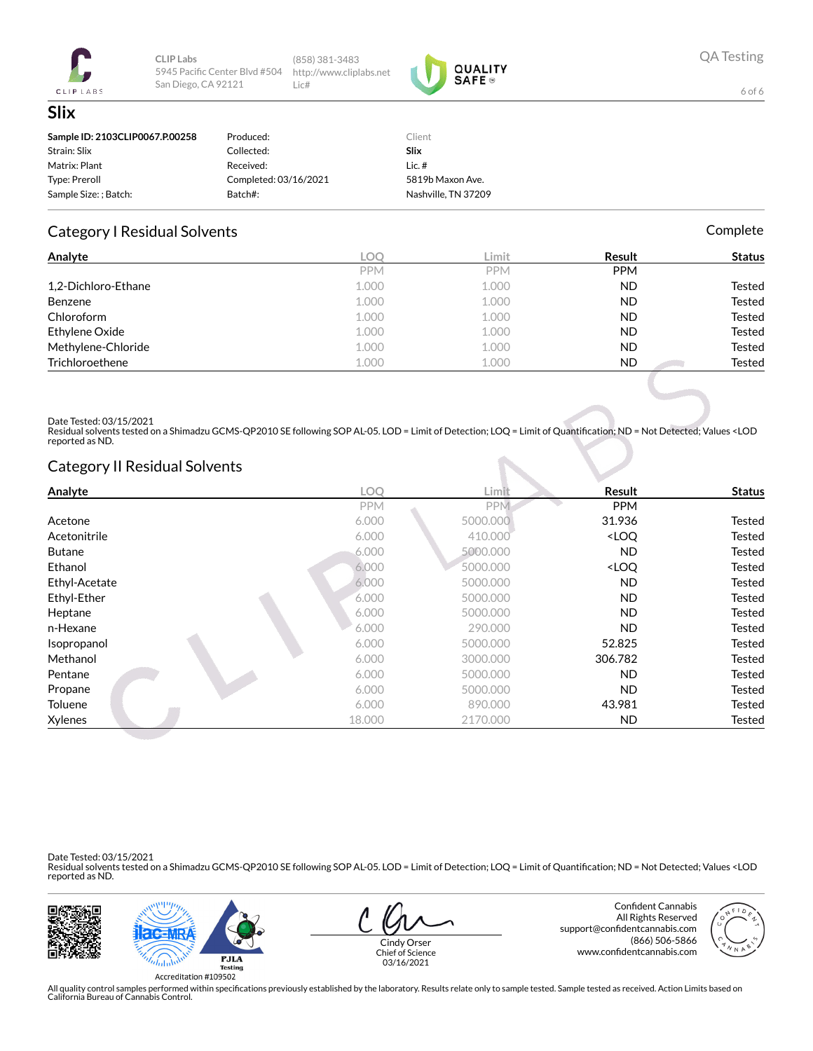CLIP Labs
5945 Pacific Center Blvd #504
San Diego, CA 92121

(858) 381-3483
http://www.cliplabs.net
Lic#

QA Testing

# Slix

| | | |
|---|---|---|
| **Sample ID: 2103CLIP0067.P.00258** | Produced: | Client |
| Strain: Slix | Collected: | **Slix** |
| Matrix: Plant | Received: | Lic. # |
| Type: Preroll | Completed: 03/16/2021 | 5819b Maxon Ave. |
| Sample Size: ; Batch: | Batch#: | Nashville, TN 37209 |

## Category I Residual Solvents

Complete

| Analyte | LOQ | Limit | Result | Status |
|---|---|---|---|---|
| | PPM | PPM | PPM | |
| 1,2-Dichloro-Ethane | 1.000 | 1.000 | ND | Tested |
| Benzene | 1.000 | 1.000 | ND | Tested |
| Chloroform | 1.000 | 1.000 | ND | Tested |
| Ethylene Oxide | 1.000 | 1.000 | ND | Tested |
| Methylene-Chloride | 1.000 | 1.000 | ND | Tested |
| Trichloroethene | 1.000 | 1.000 | ND | Tested |

Date Tested: 03/15/2021
Residual solvents tested on a Shimadzu GCMS-QP2010 SE following SOP AL-05. LOD = Limit of Detection; LOQ = Limit of Quantification; ND = Not Detected; Values <LOD reported as ND.

## Category II Residual Solvents

| Analyte | LOQ | Limit | Result | Status |
|---|---|---|---|---|
| | PPM | PPM | PPM | |
| Acetone | 6.000 | 5000.000 | 31.936 | Tested |
| Acetonitrile | 6.000 | 410.000 | <LOQ | Tested |
| Butane | 6.000 | 5000.000 | ND | Tested |
| Ethanol | 6.000 | 5000.000 | <LOQ | Tested |
| Ethyl-Acetate | 6.000 | 5000.000 | ND | Tested |
| Ethyl-Ether | 6.000 | 5000.000 | ND | Tested |
| Heptane | 6.000 | 5000.000 | ND | Tested |
| n-Hexane | 6.000 | 290.000 | ND | Tested |
| Isopropanol | 6.000 | 5000.000 | 52.825 | Tested |
| Methanol | 6.000 | 3000.000 | 306.782 | Tested |
| Pentane | 6.000 | 5000.000 | ND | Tested |
| Propane | 6.000 | 5000.000 | ND | Tested |
| Toluene | 6.000 | 890.000 | 43.981 | Tested |
| Xylenes | 18.000 | 2170.000 | ND | Tested |

Date Tested: 03/15/2021
Residual solvents tested on a Shimadzu GCMS-QP2010 SE following SOP AL-05. LOD = Limit of Detection; LOQ = Limit of Quantification; ND = Not Detected; Values <LOD reported as ND.

Accreditation #109502

Cindy Orser
Chief of Science
03/16/2021

Confident Cannabis
All Rights Reserved
support@confidentcannabis.com
(866) 506-5866
www.confidentcannabis.com

All quality control samples performed within specifications previously established by the laboratory. Results relate only to sample tested. Sample tested as received. Action Limits based on California Bureau of Cannabis Control.